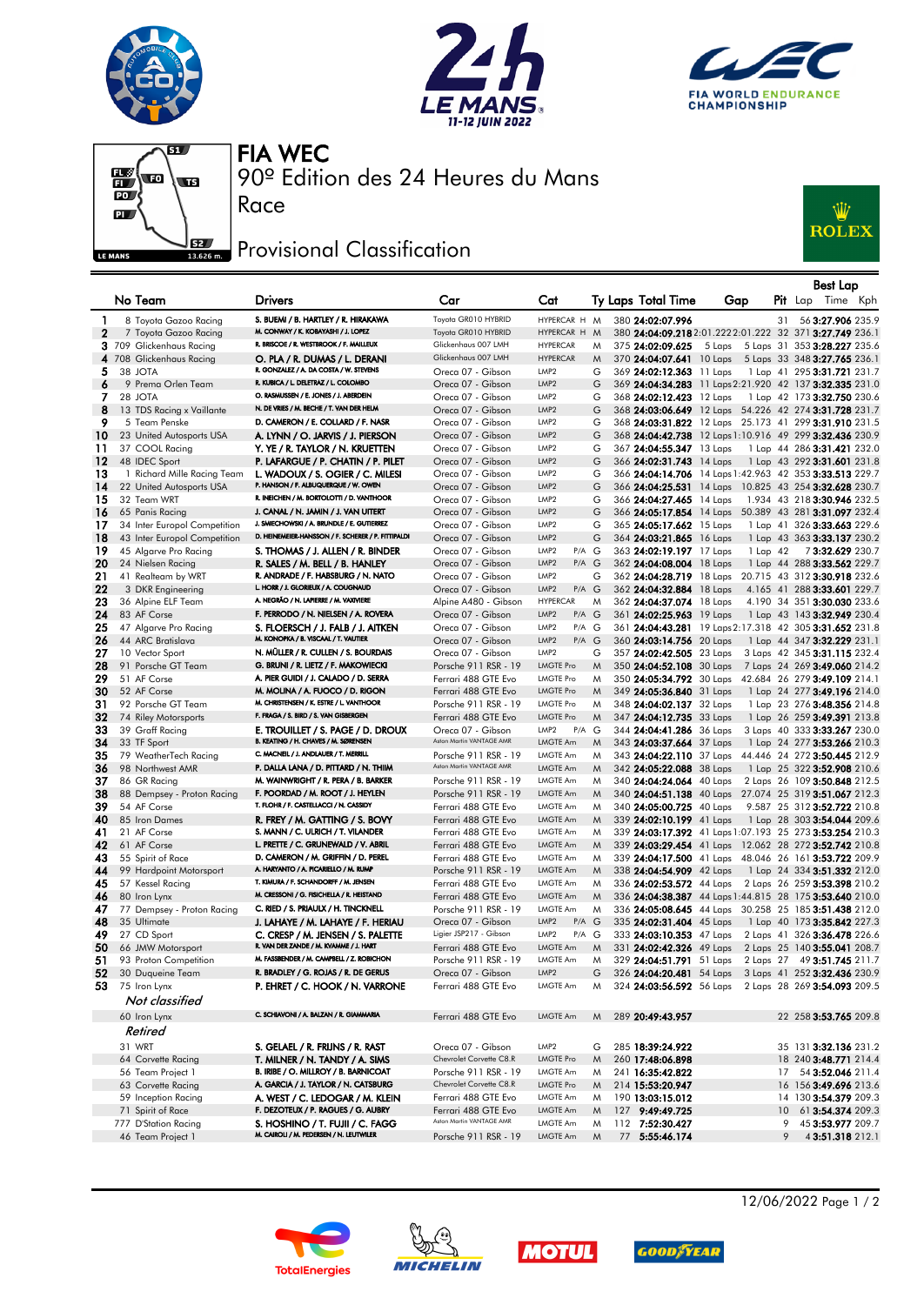# FIA WEC

## 90º Edition des 24 Heures du Mans

## Race

## Provisional Classification

| | No Team | Drivers | Car | Cat | Ty | Laps | Total Time | Gap | | Pit | Best Lap Lap | Time | Kph |
|---|---|---|---|---|---|---|---|---|---|---|---|---|---|
| 1 | 8 Toyota Gazoo Racing | S. BUEMI / B. HARTLEY / R. HIRAKAWA | Toyota GR010 HYBRID | HYPERCAR H | M | 380 | 24:02:07.996 | | | 31 | 56 | 3:27.906 | 235.9 |
| 2 | 7 Toyota Gazoo Racing | M. CONWAY / K. KOBAYASHI / J. LOPEZ | Toyota GR010 HYBRID | HYPERCAR H | M | 380 | 24:04:09.218 | 2:01.222 | 2:01.222 | 32 | 371 | 3:27.749 | 236.1 |
| 3 | 709 Glickenhaus Racing | R. BRISCOE / R. WESTBROOK / F. MAILLEUX | Glickenhaus 007 LMH | HYPERCAR | M | 375 | 24:02:09.625 | 5 Laps | 5 Laps | 33 | 353 | 3:28.227 | 235.6 |
| 4 | 708 Glickenhaus Racing | O. PLA / R. DUMAS / L. DERANI | Glickenhaus 007 LMH | HYPERCAR | M | 370 | 24:04:07.641 | 10 Laps | 5 Laps | 33 | 348 | 3:27.765 | 236.1 |
| 5 | 38 JOTA | R. GONZALEZ / A. DA COSTA / W. STEVENS | Oreca 07 - Gibson | LMP2 | G | 369 | 24:02:12.363 | 11 Laps | 1 Lap | 41 | 295 | 3:31.721 | 231.7 |
| 6 | 9 Prema Orlen Team | R. KUBICA / L. DELETRAZ / L. COLOMBO | Oreca 07 - Gibson | LMP2 | G | 369 | 24:04:34.283 | 11 Laps | 2:21.920 | 42 | 137 | 3:32.335 | 231.0 |
| 7 | 28 JOTA | O. RASMUSSEN / E. JONES / J. ABERDEIN | Oreca 07 - Gibson | LMP2 | G | 368 | 24:02:12.423 | 12 Laps | 1 Lap | 42 | 173 | 3:32.750 | 230.6 |
| 8 | 13 TDS Racing x Vaillante | N. DE VRIES / M. BECHE / T. VAN DER HELM | Oreca 07 - Gibson | LMP2 | G | 368 | 24:03:06.649 | 12 Laps | 54.226 | 42 | 274 | 3:31.728 | 231.7 |
| 9 | 5 Team Penske | D. CAMERON / E. COLLARD / F. NASR | Oreca 07 - Gibson | LMP2 | G | 368 | 24:03:31.822 | 12 Laps | 25.173 | 41 | 299 | 3:31.910 | 231.5 |
| 10 | 23 United Autosports USA | A. LYNN / O. JARVIS / J. PIERSON | Oreca 07 - Gibson | LMP2 | G | 368 | 24:04:42.738 | 12 Laps | 1:10.916 | 49 | 299 | 3:32.436 | 230.9 |
| 11 | 37 COOL Racing | Y. YE / R. TAYLOR / N. KRUETTEN | Oreca 07 - Gibson | LMP2 | G | 367 | 24:04:55.347 | 13 Laps | 1 Lap | 44 | 286 | 3:31.421 | 232.0 |
| 12 | 48 IDEC Sport | P. LAFARGUE / P. CHATIN / P. PILET | Oreca 07 - Gibson | LMP2 | G | 366 | 24:02:31.743 | 14 Laps | 1 Lap | 43 | 292 | 3:31.601 | 231.8 |
| 13 | 1 Richard Mille Racing Team | L. WADOUX / S. OGIER / C. MILESI | Oreca 07 - Gibson | LMP2 | G | 366 | 24:04:14.706 | 14 Laps | 1:42.963 | 42 | 353 | 3:33.513 | 229.7 |
| 14 | 22 United Autosports USA | P. HANSON / F. ALBUQUERQUE / W. OWEN | Oreca 07 - Gibson | LMP2 | G | 366 | 24:04:25.531 | 14 Laps | 10.825 | 43 | 254 | 3:32.628 | 230.7 |
| 15 | 32 Team WRT | R. INEICHEN / M. BORTOLOTTI / D. VANTHOOR | Oreca 07 - Gibson | LMP2 | G | 366 | 24:04:27.465 | 14 Laps | 1.934 | 43 | 218 | 3:30.946 | 232.5 |
| 16 | 65 Panis Racing | J. CANAL / N. JAMIN / J. VAN UITERT | Oreca 07 - Gibson | LMP2 | G | 366 | 24:05:17.854 | 14 Laps | 50.389 | 43 | 281 | 3:31.097 | 232.4 |
| 17 | 34 Inter Europol Competition | J. SMIECHOWSKI / A. BRUNDLE / E. GUTIERREZ | Oreca 07 - Gibson | LMP2 | G | 365 | 24:05:17.662 | 15 Laps | 1 Lap | 41 | 326 | 3:33.663 | 229.6 |
| 18 | 43 Inter Europol Competition | D. HEINEMEIER-HANSSON / F. SCHERER / P. FITTIPALDI | Oreca 07 - Gibson | LMP2 | G | 364 | 24:03:21.865 | 16 Laps | 1 Lap | 43 | 363 | 3:33.137 | 230.2 |
| 19 | 45 Algarve Pro Racing | S. THOMAS / J. ALLEN / R. BINDER | Oreca 07 - Gibson | LMP2 P/A | G | 363 | 24:02:19.197 | 17 Laps | 1 Lap | 42 | 7 | 3:32.629 | 230.7 |
| 20 | 24 Nielsen Racing | R. SALES / M. BELL / B. HANLEY | Oreca 07 - Gibson | LMP2 P/A | G | 362 | 24:04:08.004 | 18 Laps | 1 Lap | 44 | 288 | 3:33.562 | 229.7 |
| 21 | 41 Realteam by WRT | R. ANDRADE / F. HABSBURG / N. NATO | Oreca 07 - Gibson | LMP2 | G | 362 | 24:04:28.719 | 18 Laps | 20.715 | 43 | 312 | 3:30.918 | 232.6 |
| 22 | 3 DKR Engineering | L. HORR / J. GLORIEUX / A. COUGNAUD | Oreca 07 - Gibson | LMP2 P/A | G | 362 | 24:04:32.884 | 18 Laps | 4.165 | 41 | 288 | 3:33.601 | 229.7 |
| 23 | 36 Alpine ELF Team | A. NEGRÃO / N. LAPIERRE / M. VAXIVIERE | Alpine A480 - Gibson | HYPERCAR | M | 362 | 24:04:37.074 | 18 Laps | 4.190 | 34 | 351 | 3:30.030 | 233.6 |
| 24 | 83 AF Corse | F. PERRODO / N. NIELSEN / A. ROVERA | Oreca 07 - Gibson | LMP2 P/A | G | 361 | 24:02:25.963 | 19 Laps | 1 Lap | 43 | 143 | 3:32.949 | 230.4 |
| 25 | 47 Algarve Pro Racing | S. FLOERSCH / J. FALB / J. AITKEN | Oreca 07 - Gibson | LMP2 P/A | G | 361 | 24:04:43.281 | 19 Laps | 2:17.318 | 42 | 305 | 3:31.652 | 231.8 |
| 26 | 44 ARC Bratislava | M. KONOPKA / B. VISCAAL / T. VAUTIER | Oreca 07 - Gibson | LMP2 P/A | G | 360 | 24:03:14.756 | 20 Laps | 1 Lap | 44 | 347 | 3:32.229 | 231.1 |
| 27 | 10 Vector Sport | N. MÜLLER / R. CULLEN / S. BOURDAIS | Oreca 07 - Gibson | LMP2 | G | 357 | 24:02:42.505 | 23 Laps | 3 Laps | 42 | 345 | 3:31.115 | 232.4 |
| 28 | 91 Porsche GT Team | G. BRUNI / R. LIETZ / F. MAKOWIECKI | Porsche 911 RSR - 19 | LMGTE Pro | M | 350 | 24:04:52.108 | 30 Laps | 7 Laps | 24 | 269 | 3:49.060 | 214.2 |
| 29 | 51 AF Corse | A. PIER GUIDI / J. CALADO / D. SERRA | Ferrari 488 GTE Evo | LMGTE Pro | M | 350 | 24:05:34.792 | 30 Laps | 42.684 | 26 | 279 | 3:49.109 | 214.1 |
| 30 | 52 AF Corse | M. MOLINA / A. FUOCO / D. RIGON | Ferrari 488 GTE Evo | LMGTE Pro | M | 349 | 24:05:36.840 | 31 Laps | 1 Lap | 24 | 277 | 3:49.196 | 214.0 |
| 31 | 92 Porsche GT Team | M. CHRISTENSEN / K. ESTRE / L. VANTHOOR | Porsche 911 RSR - 19 | LMGTE Pro | M | 348 | 24:04:02.137 | 32 Laps | 1 Lap | 23 | 276 | 3:48.356 | 214.8 |
| 32 | 74 Riley Motorsports | F. FRAGA / S. BIRD / S. VAN GISBERGEN | Ferrari 488 GTE Evo | LMGTE Pro | M | 347 | 24:04:12.735 | 33 Laps | 1 Lap | 26 | 259 | 3:49.391 | 213.8 |
| 33 | 39 Graff Racing | E. TROUILLET / S. PAGE / D. DROUX | Oreca 07 - Gibson | LMP2 P/A | G | 344 | 24:04:41.286 | 36 Laps | 3 Laps | 42 | 333 | 3:33.267 | 230.0 |
| 34 | 33 TF Sport | B. KEATING / H. CHAVES / M. SØRENSEN | Aston Martin VANTAGE AMR | LMGTE Am | M | 343 | 24:03:37.664 | 37 Laps | 1 Lap | 24 | 277 | 3:53.266 | 210.3 |
| 35 | 79 WeatherTech Racing | C. MACNEIL / J. ANDLAUER / T. MERRILL | Porsche 911 RSR - 19 | LMGTE Am | M | 343 | 24:04:22.110 | 37 Laps | 44.446 | 24 | 272 | 3:50.445 | 212.9 |
| 36 | 98 Northwest AMR | P. DALLA LANA / D. PITTARD / N. THIIM | Aston Martin VANTAGE AMR | LMGTE Am | M | 342 | 24:05:22.088 | 38 Laps | 1 Lap | 25 | 322 | 3:52.908 | 210.6 |
| 37 | 86 GR Racing | M. WAINWRIGHT / R. PERA / B. BARKER | Porsche 911 RSR - 19 | LMGTE Am | M | 340 | 24:04:24.064 | 40 Laps | 2 Laps | 26 | 109 | 3:50.848 | 212.5 |
| 38 | 88 Dempsey - Proton Racing | F. POORDAD / M. ROOT / J. HEYLEN | Porsche 911 RSR - 19 | LMGTE Am | M | 340 | 24:04:51.138 | 40 Laps | 27.074 | 25 | 319 | 3:51.067 | 212.3 |
| 39 | 54 AF Corse | T. FLOHR / F. CASTELLACCI / N. CASSIDY | Ferrari 488 GTE Evo | LMGTE Am | M | 340 | 24:05:00.725 | 40 Laps | 9.587 | 25 | 312 | 3:52.722 | 210.8 |
| 40 | 85 Iron Dames | R. FREY / M. GATTING / S. BOVY | Ferrari 488 GTE Evo | LMGTE Am | M | 339 | 24:02:10.199 | 41 Laps | 1 Lap | 28 | 303 | 3:54.044 | 209.6 |
| 41 | 21 AF Corse | S. MANN / C. ULRICH / T. VILANDER | Ferrari 488 GTE Evo | LMGTE Am | M | 339 | 24:03:17.392 | 41 Laps | 1:07.193 | 25 | 273 | 3:53.254 | 210.3 |
| 42 | 61 AF Corse | L. PRETTE / C. GRUNEWALD / V. ABRIL | Ferrari 488 GTE Evo | LMGTE Am | M | 339 | 24:03:29.454 | 41 Laps | 12.062 | 28 | 272 | 3:52.742 | 210.8 |
| 43 | 55 Spirit of Race | D. CAMERON / M. GRIFFIN / D. PEREL | Ferrari 488 GTE Evo | LMGTE Am | M | 339 | 24:04:17.500 | 41 Laps | 48.046 | 26 | 161 | 3:53.722 | 209.9 |
| 44 | 99 Hardpoint Motorsport | A. HARYANTO / A. PICARIELLO / M. RUMP | Porsche 911 RSR - 19 | LMGTE Am | M | 338 | 24:04:54.909 | 42 Laps | 1 Lap | 24 | 334 | 3:51.332 | 212.0 |
| 45 | 57 Kessel Racing | T. KIMURA / F. SCHANDORFF / M. JENSEN | Ferrari 488 GTE Evo | LMGTE Am | M | 336 | 24:02:53.572 | 44 Laps | 2 Laps | 26 | 259 | 3:53.398 | 210.2 |
| 46 | 80 Iron Lynx | M. CRESSONI / G. FISICHELLA / R. HEISTAND | Ferrari 488 GTE Evo | LMGTE Am | M | 336 | 24:04:38.387 | 44 Laps | 1:44.815 | 28 | 175 | 3:53.640 | 210.0 |
| 47 | 77 Dempsey - Proton Racing | C. RIED / S. PRIAULX / H. TINCKNELL | Porsche 911 RSR - 19 | LMGTE Am | M | 336 | 24:05:08.645 | 44 Laps | 30.258 | 25 | 185 | 3:51.438 | 212.0 |
| 48 | 35 Ultimate | J. LAHAYE / M. LAHAYE / F. HERIAU | Oreca 07 - Gibson | LMP2 P/A | G | 335 | 24:02:31.404 | 45 Laps | 1 Lap | 40 | 173 | 3:35.842 | 227.3 |
| 49 | 27 CD Sport | C. CRESP / M. JENSEN / S. PALETTE | Ligier JSP217 - Gibson | LMP2 P/A | G | 333 | 24:03:10.353 | 47 Laps | 2 Laps | 41 | 326 | 3:36.478 | 226.6 |
| 50 | 66 JMW Motorsport | R. VAN DER ZANDE / M. KVAMME / J. HART | Ferrari 488 GTE Evo | LMGTE Am | M | 331 | 24:02:42.326 | 49 Laps | 2 Laps | 25 | 140 | 3:55.041 | 208.7 |
| 51 | 93 Proton Competition | M. FASSBENDER / M. CAMPBELL / Z. ROBICHON | Porsche 911 RSR - 19 | LMGTE Am | M | 329 | 24:04:51.791 | 51 Laps | 2 Laps | 27 | 49 | 3:51.745 | 211.7 |
| 52 | 30 Duqueine Team | R. BRADLEY / G. ROJAS / R. DE GERUS | Oreca 07 - Gibson | LMP2 | G | 326 | 24:04:20.481 | 54 Laps | 3 Laps | 41 | 252 | 3:32.436 | 230.9 |
| 53 | 75 Iron Lynx | P. EHRET / C. HOOK / N. VARRONE | Ferrari 488 GTE Evo | LMGTE Am | M | 324 | 24:03:56.592 | 56 Laps | 2 Laps | 28 | 269 | 3:54.093 | 209.5 |
| | *Not classified* | | | | | | | | | | | | |
| | 60 Iron Lynx | C. SCHIAVONI / A. BALZAN / R. GIAMMARIA | Ferrari 488 GTE Evo | LMGTE Am | M | 289 | 20:49:43.957 | | | 22 | 258 | 3:53.765 | 209.8 |
| | *Retired* | | | | | | | | | | | | |
| | 31 WRT | S. GELAEL / R. FRIJNS / R. RAST | Oreca 07 - Gibson | LMP2 | G | 285 | 18:39:24.922 | | | 35 | 131 | 3:32.136 | 231.2 |
| | 64 Corvette Racing | T. MILNER / N. TANDY / A. SIMS | Chevrolet Corvette C8.R | LMGTE Pro | M | 260 | 17:48:06.898 | | | 18 | 240 | 3:48.771 | 214.4 |
| | 56 Team Project 1 | B. IRIBE / O. MILLROY / B. BARNICOAT | Porsche 911 RSR - 19 | LMGTE Am | M | 241 | 16:35:42.822 | | | 17 | 54 | 3:52.046 | 211.4 |
| | 63 Corvette Racing | A. GARCIA / J. TAYLOR / N. CATSBURG | Chevrolet Corvette C8.R | LMGTE Pro | M | 214 | 15:53:20.947 | | | 16 | 156 | 3:49.696 | 213.6 |
| | 59 Inception Racing | A. WEST / C. LEDOGAR / M. KLEIN | Ferrari 488 GTE Evo | LMGTE Am | M | 190 | 13:03:15.012 | | | 14 | 130 | 3:54.379 | 209.3 |
| | 71 Spirit of Race | F. DEZOTEUX / P. RAGUES / G. AUBRY | Ferrari 488 GTE Evo | LMGTE Am | M | 127 | 9:49:49.725 | | | 10 | 61 | 3:54.374 | 209.3 |
| | 777 D'Station Racing | S. HOSHINO / T. FUJII / C. FAGG | Aston Martin VANTAGE AMR | LMGTE Am | M | 112 | 7:52:30.427 | | | 9 | 45 | 3:53.977 | 209.7 |
| | 46 Team Project 1 | M. CAIROLI / M. PEDERSEN / N. LEUTWILER | Porsche 911 RSR - 19 | LMGTE Am | M | 77 | 5:55:46.174 | | | 9 | 4 | 3:51.318 | 212.1 |

12/06/2022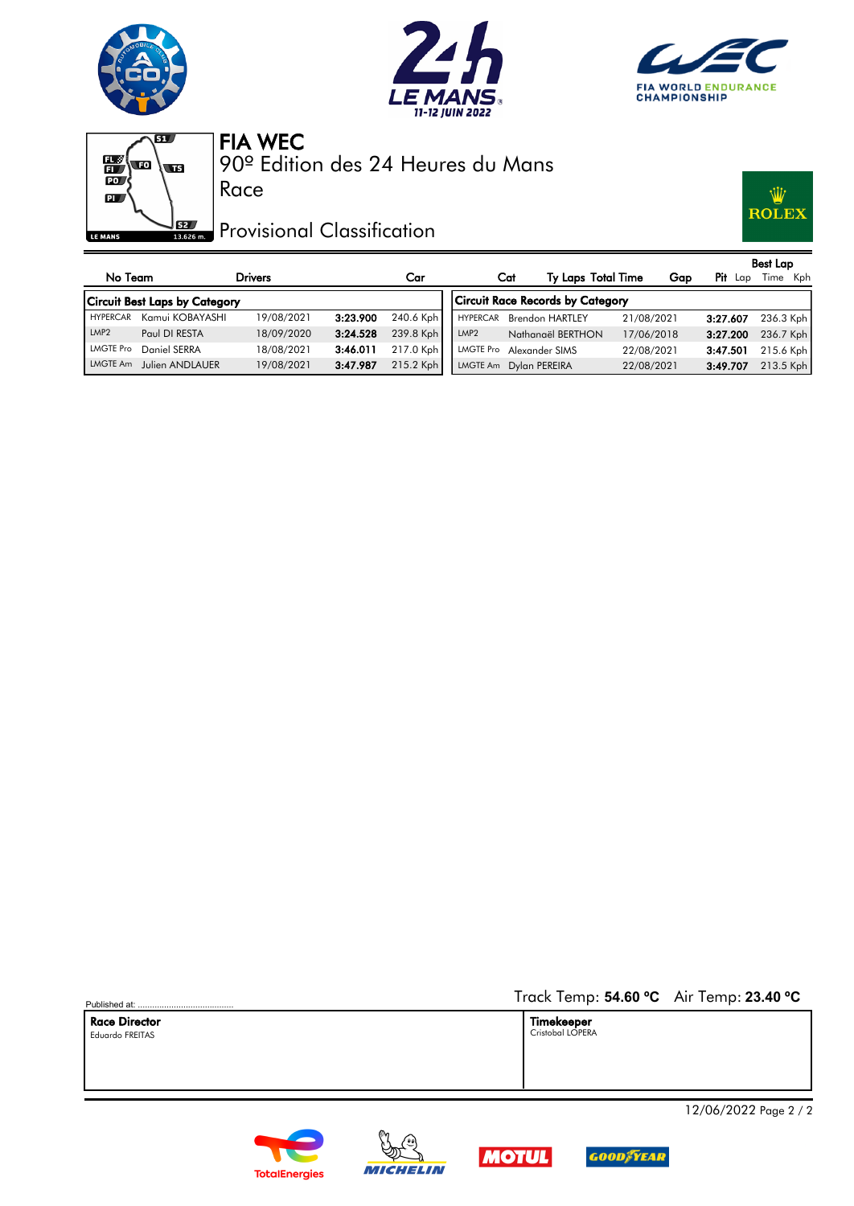# FIA WEC

90º Edition des 24 Heures du Mans

Race

Provisional Classification

| No | Team | Drivers | Car | Cat | Ty | Laps | Total Time | Gap | Pit | Best Lap Lap | Best Lap Time | Best Lap Kph |
|---|---|---|---|---|---|---|---|---|---|---|---|---|

**Circuit Best Laps by Category**

| Category | Driver | Date | Time | Speed |
|---|---|---|---|---|
| HYPERCAR | Kamui KOBAYASHI | 19/08/2021 | 3:23.900 | 240.6 Kph |
| LMP2 | Paul DI RESTA | 18/09/2020 | 3:24.528 | 239.8 Kph |
| LMGTE Pro | Daniel SERRA | 18/08/2021 | 3:46.011 | 217.0 Kph |
| LMGTE Am | Julien ANDLAUER | 19/08/2021 | 3:47.987 | 215.2 Kph |

**Circuit Race Records by Category**

| Category | Driver | Date | Time | Speed |
|---|---|---|---|---|
| HYPERCAR | Brendon HARTLEY | 21/08/2021 | 3:27.607 | 236.3 Kph |
| LMP2 | Nathanaël BERTHON | 17/06/2018 | 3:27.200 | 236.7 Kph |
| LMGTE Pro | Alexander SIMS | 22/08/2021 | 3:47.501 | 215.6 Kph |
| LMGTE Am | Dylan PEREIRA | 22/08/2021 | 3:49.707 | 213.5 Kph |

Track Temp: **54.60 ºC** Air Temp: **23.40 ºC**

Published at: ........................................

**Race Director**
Eduardo FREITAS

**Timekeeper**
Cristobal LOPERA

12/06/2022